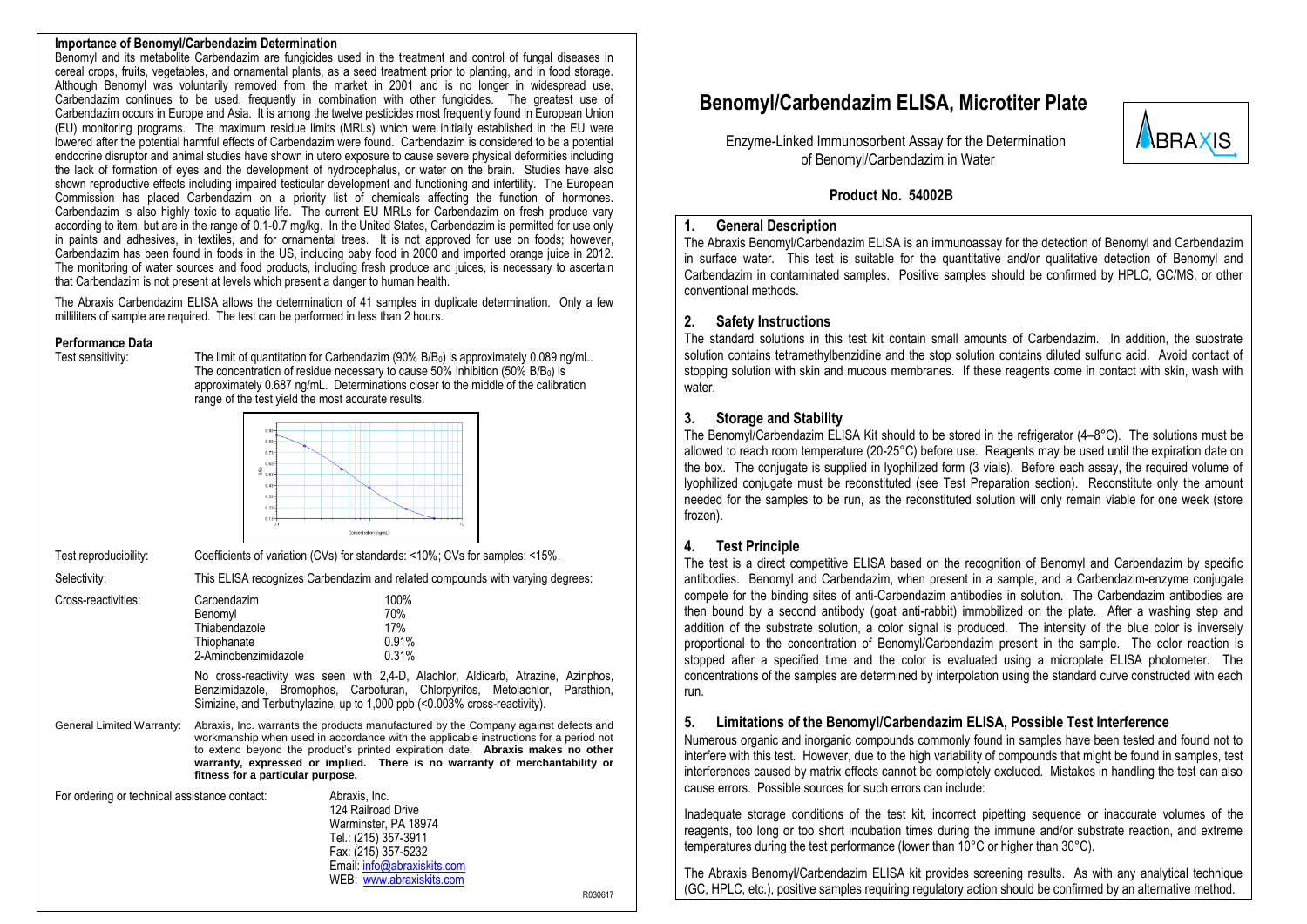# Benomyl/Carbendazim ELISA, Microtiter Plate

Enzyme-Linked Immunosorbent Assay for the Determination of Benomyl/Carbendazim in Water

**Product No. 54002B**

## 1. General Description

The Abraxis Benomyl/Carbendazim ELISA is an immunoassay for the detection of Benomyl and Carbendazim in surface water. This test is suitable for the quantitative and/or qualitative detection of Benomyl and Carbendazim in contaminated samples. Positive samples should be confirmed by HPLC, GC/MS, or other conventional methods.

## 2. Safety Instructions

The standard solutions in this test kit contain small amounts of Carbendazim. In addition, the substrate solution contains tetramethylbenzidine and the stop solution contains diluted sulfuric acid. Avoid contact of stopping solution with skin and mucous membranes. If these reagents come in contact with skin, wash with water.

## 3. Storage and Stability

The Benomyl/Carbendazim ELISA Kit should be stored in the refrigerator (4–8°C). The solutions must be allowed to reach room temperature (20-25°C) before use. Reagents may be used until the expiration date on the box. The conjugate is supplied in lyophilized form (3 vials). Before each assay, the required volume of lyophilized conjugate must be reconstituted (see Test Preparation section). Reconstitute only the amount needed for the samples to be run, as the reconstituted solution will only remain viable for one week (store frozen).

## 4. Test Principle

The test is a direct competitive ELISA based on the recognition of Benomyl and Carbendazim by specific antibodies. Benomyl and Carbendazim, when present in a sample, and a Carbendazim-enzyme conjugate compete for the binding sites of anti-Carbendazim antibodies in solution. The Carbendazim antibodies are then bound by a second antibody (goat anti-rabbit) immobilized on the plate. After a washing step and addition of the substrate solution, a color signal is produced. The intensity of the blue color is inversely proportional to the concentration of Benomyl/Carbendazim present in the sample. The color reaction is stopped after a specified time and the color is evaluated using a microplate ELISA photometer. The concentrations of the samples are determined by interpolation using the standard curve constructed with each run.

## 5. Limitations of the Benomyl/Carbendazim ELISA, Possible Test Interference

Numerous organic and inorganic compounds commonly found in samples have been tested and found not to interfere with this test. However, due to the high variability of compounds that might be found in samples, test interferences caused by matrix effects cannot be completely excluded. Mistakes in handling the test can also cause errors. Possible sources for such errors can include:

Inadequate storage conditions of the test kit, incorrect pipetting sequence or inaccurate volumes of the reagents, too long or too short incubation times during the immune and/or substrate reaction, and extreme temperatures during the test performance (lower than 10°C or higher than 30°C).

The Abraxis Benomyl/Carbendazim ELISA kit provides screening results. As with any analytical technique (GC, HPLC, etc.), positive samples requiring regulatory action should be confirmed by an alternative method.

### Importance of Benomyl/Carbendazim Determination

Benomyl and its metabolite Carbendazim are fungicides used in the treatment and control of fungal diseases in cereal crops, fruits, vegetables, and ornamental plants, as a seed treatment prior to planting, and in food storage. Although Benomyl was voluntarily removed from the market in 2001 and is no longer in widespread use, Carbendazim continues to be used, frequently in combination with other fungicides. The greatest use of Carbendazim occurs in Europe and Asia. It is among the twelve pesticides most frequently found in European Union (EU) monitoring programs. The maximum residue limits (MRLs) which were initially established in the EU were lowered after the potential harmful effects of Carbendazim were found. Carbendazim is considered to be a potential endocrine disruptor and animal studies have shown in utero exposure to cause severe physical deformities including the lack of formation of eyes and the development of hydrocephalus, or water on the brain. Studies have also shown reproductive effects including impaired testicular development and functioning and infertility. The European Commission has placed Carbendazim on a priority list of chemicals affecting the function of hormones. Carbendazim is also highly toxic to aquatic life. The current EU MRLs for Carbendazim on fresh produce vary according to item, but are in the range of 0.1-0.7 mg/kg. In the United States, Carbendazim is permitted for use only in paints and adhesives, in textiles, and for ornamental trees. It is not approved for use on foods; however, Carbendazim has been found in foods in the US, including baby food in 2000 and imported orange juice in 2012. The monitoring of water sources and food products, including fresh produce and juices, is necessary to ascertain that Carbendazim is not present at levels which present a danger to human health.

The Abraxis Carbendazim ELISA allows the determination of 41 samples in duplicate determination. Only a few milliliters of sample are required. The test can be performed in less than 2 hours.

### Performance Data

**Test sensitivity:** The limit of quantitation for Carbendazim (90% $B/B_0$) is approximately 0.089 ng/mL. The concentration of residue necessary to cause 50% inhibition (50% $B/B_0$) is approximately 0.687 ng/mL. Determinations closer to the middle of the calibration range of the test yield the most accurate results.

**Test reproducibility:** Coefficients of variation (CVs) for standards: <10%; CVs for samples: <15%.

**Selectivity:** This ELISA recognizes Carbendazim and related compounds with varying degrees:

**Cross-reactivities:**

| Compound | Cross-reactivity |
|---|---|
| Carbendazim | 100% |
| Benomyl | 70% |
| Thiabendazole | 17% |
| Thiophanate | 0.91% |
| 2-Aminobenzimidazole | 0.31% |

No cross-reactivity was seen with 2,4-D, Alachlor, Aldicarb, Atrazine, Azinphos, Benzimidazole, Bromophos, Carbofuran, Chlorpyrifos, Metolachlor, Parathion, Simizine, and Terbuthylazine, up to 1,000 ppb (<0.003% cross-reactivity).

**General Limited Warranty:** Abraxis, Inc. warrants the products manufactured by the Company against defects and workmanship when used in accordance with the applicable instructions for a period not to extend beyond the product's printed expiration date. **Abraxis makes no other warranty, expressed or implied. There is no warranty of merchantability or fitness for a particular purpose.**

For ordering or technical assistance contact:

Abraxis, Inc.
124 Railroad Drive
Warminster, PA 18974
Tel.: (215) 357-3911
Fax: (215) 357-5232
Email: info@abraxiskits.com
WEB: www.abraxiskits.com

R030617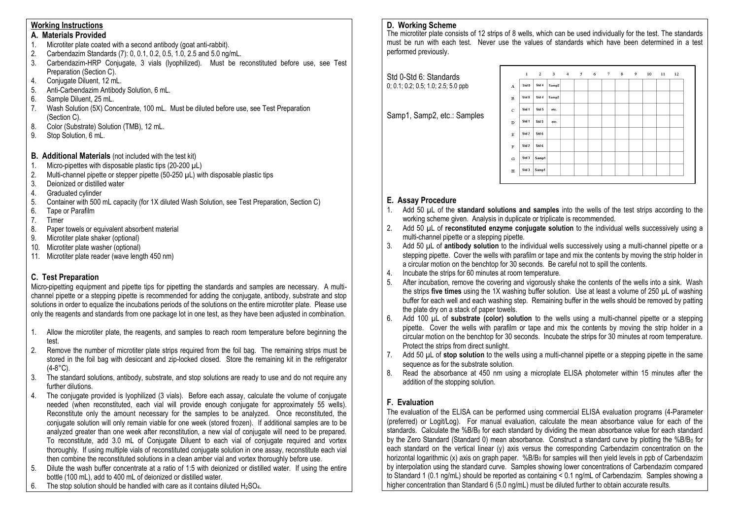## Working Instructions

### A. Materials Provided

1. Microtiter plate coated with a second antibody (goat anti-rabbit).
2. Carbendazim Standards (7): 0, 0.1, 0.2, 0.5, 1.0, 2.5 and 5.0 ng/mL.
3. Carbendazim-HRP Conjugate, 3 vials (lyophilized). Must be reconstituted before use, see Test Preparation (Section C).
4. Conjugate Diluent, 12 mL.
5. Anti-Carbendazim Antibody Solution, 6 mL.
6. Sample Diluent, 25 mL.
7. Wash Solution (5X) Concentrate, 100 mL. Must be diluted before use, see Test Preparation (Section C).
8. Color (Substrate) Solution (TMB), 12 mL.
9. Stop Solution, 6 mL.

### B. Additional Materials (not included with the test kit)

1. Micro-pipettes with disposable plastic tips (20-200 µL)
2. Multi-channel pipette or stepper pipette (50-250 µL) with disposable plastic tips
3. Deionized or distilled water
4. Graduated cylinder
5. Container with 500 mL capacity (for 1X diluted Wash Solution, see Test Preparation, Section C)
6. Tape or Parafilm
7. Timer
8. Paper towels or equivalent absorbent material
9. Microtiter plate shaker (optional)
10. Microtiter plate washer (optional)
11. Microtiter plate reader (wave length 450 nm)

### C. Test Preparation

Micro-pipetting equipment and pipette tips for pipetting the standards and samples are necessary. A multi-channel pipette or a stepping pipette is recommended for adding the conjugate, antibody, substrate and stop solutions in order to equalize the incubations periods of the solutions on the entire microtiter plate. Please use only the reagents and standards from one package lot in one test, as they have been adjusted in combination.

1. Allow the microtiter plate, the reagents, and samples to reach room temperature before beginning the test.
2. Remove the number of microtiter plate strips required from the foil bag. The remaining strips must be stored in the foil bag with desiccant and zip-locked closed. Store the remaining kit in the refrigerator (4-8°C).
3. The standard solutions, antibody, substrate, and stop solutions are ready to use and do not require any further dilutions.
4. The conjugate provided is lyophilized (3 vials). Before each assay, calculate the volume of conjugate needed (when reconstituted, each vial will provide enough conjugate for approximately 55 wells). Reconstitute only the amount necessary for the samples to be analyzed. Once reconstituted, the conjugate solution will only remain viable for one week (stored frozen). If additional samples are to be analyzed greater than one week after reconstitution, a new vial of conjugate will need to be prepared. To reconstitute, add 3.0 mL of Conjugate Diluent to each vial of conjugate required and vortex thoroughly. If using multiple vials of reconstituted conjugate solution in one assay, reconstitute each vial then combine the reconstituted solutions in a clean amber vial and vortex thoroughly before use.
5. Dilute the wash buffer concentrate at a ratio of 1:5 with deionized or distilled water. If using the entire bottle (100 mL), add to 400 mL of deionized or distilled water.
6. The stop solution should be handled with care as it contains diluted $H_2SO_4$.

### D. Working Scheme

The microtiter plate consists of 12 strips of 8 wells, which can be used individually for the test. The standards must be run with each test. Never use the values of standards which have been determined in a test performed previously.

Std 0-Std 6: Standards
0; 0.1; 0.2; 0.5; 1.0; 2.5; 5.0 ppb

Samp1, Samp2, etc.: Samples

| | 1 | 2 | 3 | 4 | 5 | 6 | 7 | 8 | 9 | 10 | 11 | 12 |
|---|---|---|---|---|---|---|---|---|---|---|---|---|
| A | Std 0 | Std 4 | Samp2 | | | | | | | | | |
| B | Std 0 | Std 4 | Samp2 | | | | | | | | | |
| C | Std 1 | Std 5 | etc. | | | | | | | | | |
| D | Std 1 | Std 5 | etc. | | | | | | | | | |
| E | Std 2 | Std 6 | | | | | | | | | | |
| F | Std 2 | Std 6 | | | | | | | | | | |
| G | Std 3 | Samp1 | | | | | | | | | | |
| H | Std 3 | Samp1 | | | | | | | | | | |

### E. Assay Procedure

1. Add 50 µL of the **standard solutions and samples** into the wells of the test strips according to the working scheme given. Analysis in duplicate or triplicate is recommended.
2. Add 50 µL of **reconstituted enzyme conjugate solution** to the individual wells successively using a multi-channel pipette or a stepping pipette.
3. Add 50 µL of **antibody solution** to the individual wells successively using a multi-channel pipette or a stepping pipette. Cover the wells with parafilm or tape and mix the contents by moving the strip holder in a circular motion on the benchtop for 30 seconds. Be careful not to spill the contents.
4. Incubate the strips for 60 minutes at room temperature.
5. After incubation, remove the covering and vigorously shake the contents of the wells into a sink. Wash the strips **five times** using the 1X washing buffer solution. Use at least a volume of 250 µL of washing buffer for each well and each washing step. Remaining buffer in the wells should be removed by patting the plate dry on a stack of paper towels.
6. Add 100 µL of **substrate (color) solution** to the wells using a multi-channel pipette or a stepping pipette. Cover the wells with parafilm or tape and mix the contents by moving the strip holder in a circular motion on the benchtop for 30 seconds. Incubate the strips for 30 minutes at room temperature. Protect the strips from direct sunlight.
7. Add 50 µL of **stop solution** to the wells using a multi-channel pipette or a stepping pipette in the same sequence as for the substrate solution.
8. Read the absorbance at 450 nm using a microplate ELISA photometer within 15 minutes after the addition of the stopping solution.

### F. Evaluation

The evaluation of the ELISA can be performed using commercial ELISA evaluation programs (4-Parameter (preferred) or Logit/Log). For manual evaluation, calculate the mean absorbance value for each of the standards. Calculate the $\%B/B_0$ for each standard by dividing the mean absorbance value for each standard by the Zero Standard (Standard 0) mean absorbance. Construct a standard curve by plotting the $\%B/B_0$ for each standard on the vertical linear (y) axis versus the corresponding Carbendazim concentration on the horizontal logarithmic (x) axis on graph paper. $\%B/B_0$ for samples will then yield levels in ppb of Carbendazim by interpolation using the standard curve. Samples showing lower concentrations of Carbendazim compared to Standard 1 (0.1 ng/mL) should be reported as containing < 0.1 ng/mL of Carbendazim. Samples showing a higher concentration than Standard 6 (5.0 ng/mL) must be diluted further to obtain accurate results.